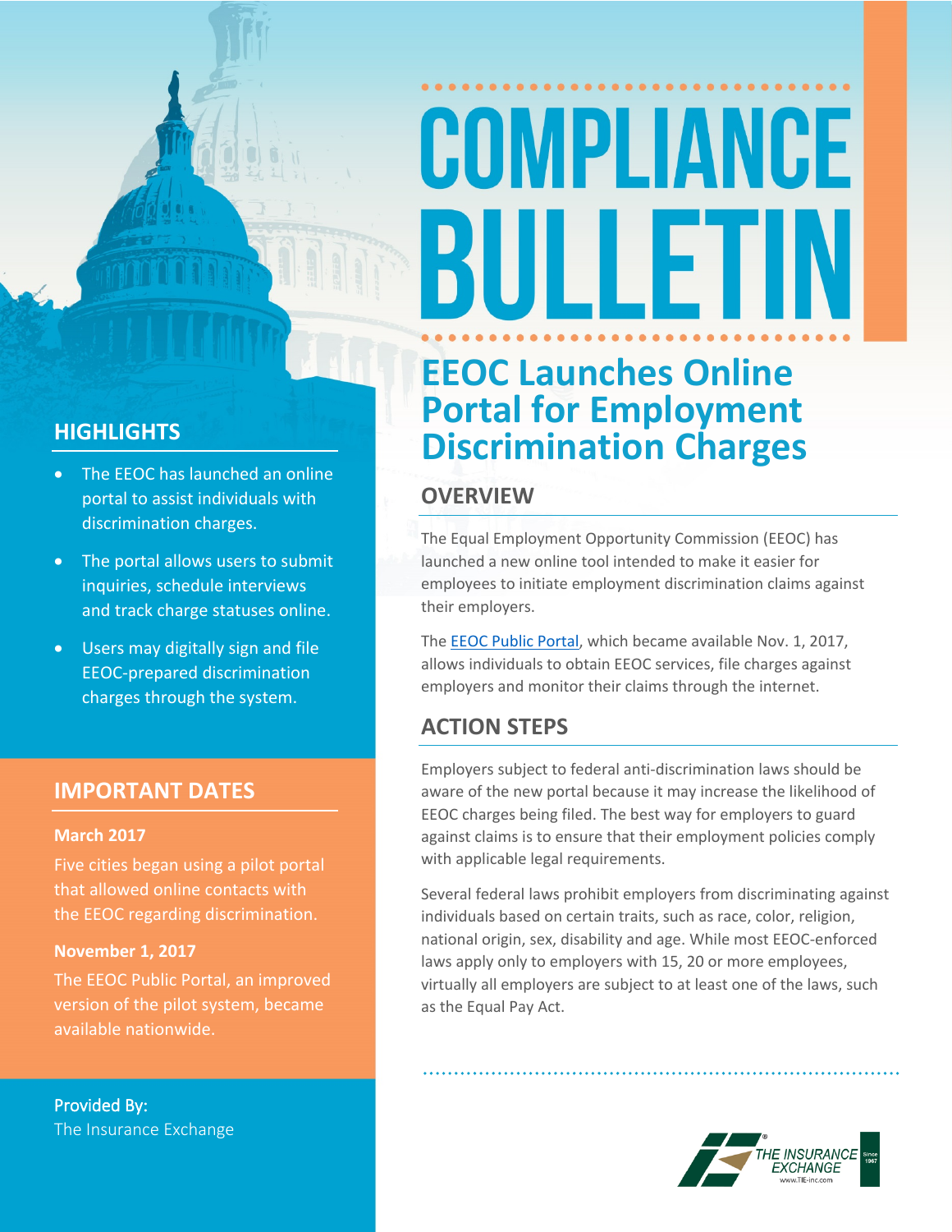# COMPLIANCE BULLETIN

## EEOC Launches Online Portal for Employment Discrimination Charges

### OVERVIEW

The Equal Employment Opportunity Commission (EEOC) has launched a new online tool intended to make it easier for employees to initiate employment discrimination claims against their employers.

The EEOC Public Portal, which became available Nov. 1, 2017, allows individuals to obtain EEOC services, file charges against employers and monitor their claims through the internet.

### ACTION STEPS

Employers subject to federal anti-discrimination laws should be aware of the new portal because it may increase the likelihood of EEOC charges being filed. The best way for employers to guard against claims is to ensure that their employment policies comply with applicable legal requirements.

Several federal laws prohibit employers from discriminating against individuals based on certain traits, such as race, color, religion, national origin, sex, disability and age. While most EEOC-enforced laws apply only to employers with 15, 20 or more employees, virtually all employers are subject to at least one of the laws, such as the Equal Pay Act.

### HIGHLIGHTS

- The EEOC has launched an online portal to assist individuals with discrimination charges.
- The portal allows users to submit inquiries, schedule interviews and track charge statuses online.
- Users may digitally sign and file EEOC-prepared discrimination charges through the system.

### IMPORTANT DATES

**March 2017**

Five cities began using a pilot portal that allowed online contacts with the EEOC regarding discrimination.

**November 1, 2017**

The EEOC Public Portal, an improved version of the pilot system, became available nationwide.

Provided By:
The Insurance Exchange

THE INSURANCE EXCHANGE
Since 1967
www.TIE-inc.com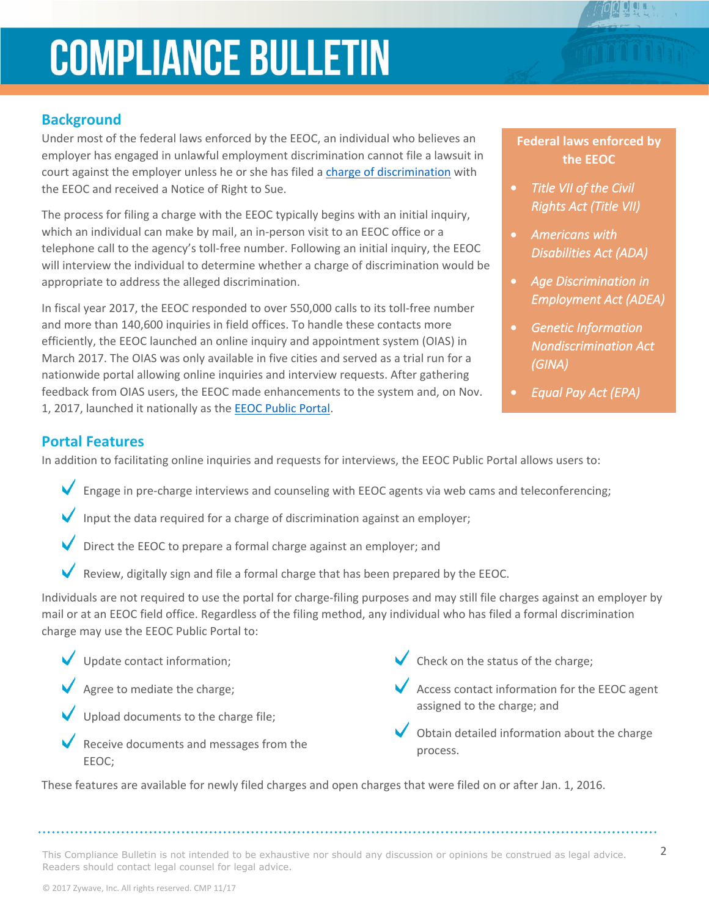# COMPLIANCE BULLETIN

## Background

Under most of the federal laws enforced by the EEOC, an individual who believes an employer has engaged in unlawful employment discrimination cannot file a lawsuit in court against the employer unless he or she has filed a charge of discrimination with the EEOC and received a Notice of Right to Sue.

The process for filing a charge with the EEOC typically begins with an initial inquiry, which an individual can make by mail, an in-person visit to an EEOC office or a telephone call to the agency's toll-free number. Following an initial inquiry, the EEOC will interview the individual to determine whether a charge of discrimination would be appropriate to address the alleged discrimination.

In fiscal year 2017, the EEOC responded to over 550,000 calls to its toll-free number and more than 140,600 inquiries in field offices. To handle these contacts more efficiently, the EEOC launched an online inquiry and appointment system (OIAS) in March 2017. The OIAS was only available in five cities and served as a trial run for a nationwide portal allowing online inquiries and interview requests. After gathering feedback from OIAS users, the EEOC made enhancements to the system and, on Nov. 1, 2017, launched it nationally as the EEOC Public Portal.

**Federal laws enforced by the EEOC**

- *Title VII of the Civil Rights Act (Title VII)*
- *Americans with Disabilities Act (ADA)*
- *Age Discrimination in Employment Act (ADEA)*
- *Genetic Information Nondiscrimination Act (GINA)*
- *Equal Pay Act (EPA)*

## Portal Features

In addition to facilitating online inquiries and requests for interviews, the EEOC Public Portal allows users to:

- Engage in pre-charge interviews and counseling with EEOC agents via web cams and teleconferencing;
- Input the data required for a charge of discrimination against an employer;
- Direct the EEOC to prepare a formal charge against an employer; and
- Review, digitally sign and file a formal charge that has been prepared by the EEOC.

Individuals are not required to use the portal for charge-filing purposes and may still file charges against an employer by mail or at an EEOC field office. Regardless of the filing method, any individual who has filed a formal discrimination charge may use the EEOC Public Portal to:

- Update contact information;
- Agree to mediate the charge;
- Upload documents to the charge file;
- Receive documents and messages from the EEOC;
- Check on the status of the charge;
- Access contact information for the EEOC agent assigned to the charge; and
- Obtain detailed information about the charge process.

These features are available for newly filed charges and open charges that were filed on or after Jan. 1, 2016.

This Compliance Bulletin is not intended to be exhaustive nor should any discussion or opinions be construed as legal advice. Readers should contact legal counsel for legal advice.

© 2017 Zywave, Inc. All rights reserved. CMP 11/17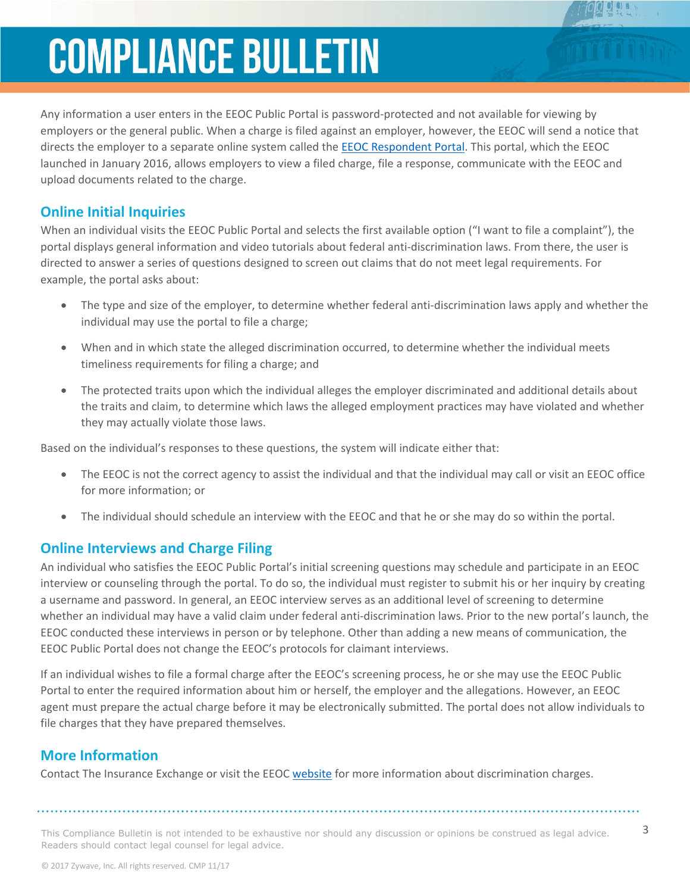Any information a user enters in the EEOC Public Portal is password-protected and not available for viewing by employers or the general public. When a charge is filed against an employer, however, the EEOC will send a notice that directs the employer to a separate online system called the EEOC Respondent Portal. This portal, which the EEOC launched in January 2016, allows employers to view a filed charge, file a response, communicate with the EEOC and upload documents related to the charge.

## Online Initial Inquiries

When an individual visits the EEOC Public Portal and selects the first available option ("I want to file a complaint"), the portal displays general information and video tutorials about federal anti-discrimination laws. From there, the user is directed to answer a series of questions designed to screen out claims that do not meet legal requirements. For example, the portal asks about:

- The type and size of the employer, to determine whether federal anti-discrimination laws apply and whether the individual may use the portal to file a charge;
- When and in which state the alleged discrimination occurred, to determine whether the individual meets timeliness requirements for filing a charge; and
- The protected traits upon which the individual alleges the employer discriminated and additional details about the traits and claim, to determine which laws the alleged employment practices may have violated and whether they may actually violate those laws.

Based on the individual's responses to these questions, the system will indicate either that:

- The EEOC is not the correct agency to assist the individual and that the individual may call or visit an EEOC office for more information; or
- The individual should schedule an interview with the EEOC and that he or she may do so within the portal.

## Online Interviews and Charge Filing

An individual who satisfies the EEOC Public Portal's initial screening questions may schedule and participate in an EEOC interview or counseling through the portal. To do so, the individual must register to submit his or her inquiry by creating a username and password. In general, an EEOC interview serves as an additional level of screening to determine whether an individual may have a valid claim under federal anti-discrimination laws. Prior to the new portal's launch, the EEOC conducted these interviews in person or by telephone. Other than adding a new means of communication, the EEOC Public Portal does not change the EEOC's protocols for claimant interviews.

If an individual wishes to file a formal charge after the EEOC's screening process, he or she may use the EEOC Public Portal to enter the required information about him or herself, the employer and the allegations. However, an EEOC agent must prepare the actual charge before it may be electronically submitted. The portal does not allow individuals to file charges that they have prepared themselves.

## More Information

Contact The Insurance Exchange or visit the EEOC website for more information about discrimination charges.

This Compliance Bulletin is not intended to be exhaustive nor should any discussion or opinions be construed as legal advice. Readers should contact legal counsel for legal advice.

© 2017 Zywave, Inc. All rights reserved. CMP 11/17